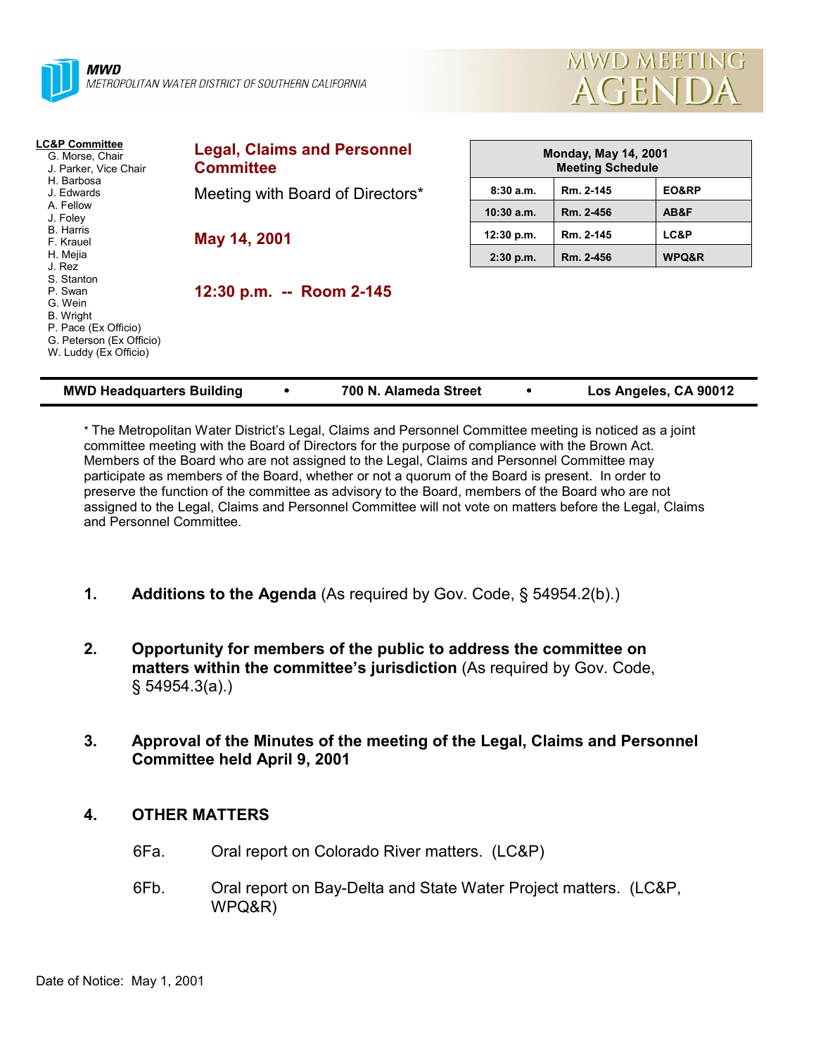**MWD**
*METROPOLITAN WATER DISTRICT OF SOUTHERN CALIFORNIA*

# MWD MEETING AGENDA

**LC&P Committee**
- G. Morse, Chair
- J. Parker, Vice Chair
- H. Barbosa
- J. Edwards
- A. Fellow
- J. Foley
- B. Harris
- F. Krauel
- H. Mejia
- J. Rez
- S. Stanton
- P. Swan
- G. Wein
- B. Wright
- P. Pace (Ex Officio)
- G. Peterson (Ex Officio)
- W. Luddy (Ex Officio)

## Legal, Claims and Personnel Committee

Meeting with Board of Directors*

**May 14, 2001**

**12:30 p.m. -- Room 2-145**

| Monday, May 14, 2001 Meeting Schedule | | |
|---|---|---|
| 8:30 a.m. | Rm. 2-145 | EO&RP |
| 10:30 a.m. | Rm. 2-456 | AB&F |
| 12:30 p.m. | Rm. 2-145 | LC&P |
| 2:30 p.m. | Rm. 2-456 | WPQ&R |

**MWD Headquarters Building • 700 N. Alameda Street • Los Angeles, CA 90012**

* The Metropolitan Water District's Legal, Claims and Personnel Committee meeting is noticed as a joint committee meeting with the Board of Directors for the purpose of compliance with the Brown Act. Members of the Board who are not assigned to the Legal, Claims and Personnel Committee may participate as members of the Board, whether or not a quorum of the Board is present. In order to preserve the function of the committee as advisory to the Board, members of the Board who are not assigned to the Legal, Claims and Personnel Committee will not vote on matters before the Legal, Claims and Personnel Committee.

1. **Additions to the Agenda** (As required by Gov. Code, § 54954.2(b).)

2. **Opportunity for members of the public to address the committee on matters within the committee's jurisdiction** (As required by Gov. Code, § 54954.3(a).)

3. **Approval of the Minutes of the meeting of the Legal, Claims and Personnel Committee held April 9, 2001**

4. **OTHER MATTERS**

   6Fa. Oral report on Colorado River matters. (LC&P)

   6Fb. Oral report on Bay-Delta and State Water Project matters. (LC&P, WPQ&R)

Date of Notice: May 1, 2001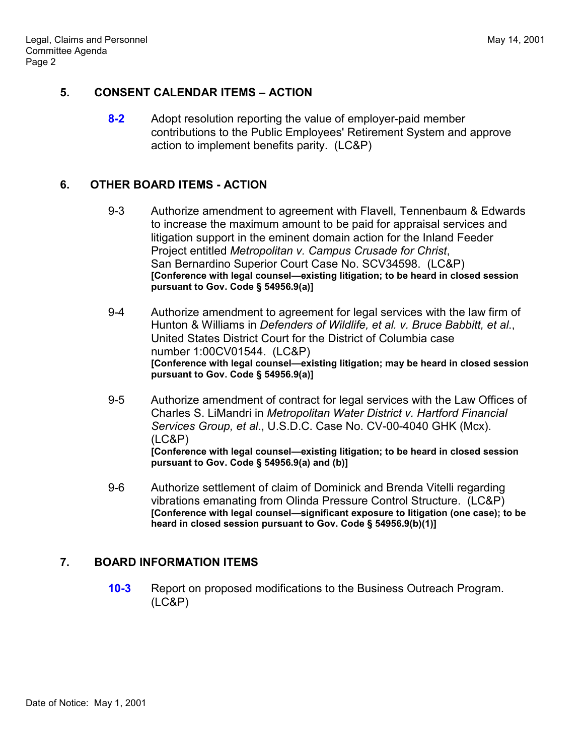## 5. CONSENT CALENDAR ITEMS – ACTION

**8-2** Adopt resolution reporting the value of employer-paid member contributions to the Public Employees' Retirement System and approve action to implement benefits parity. (LC&P)

## 6. OTHER BOARD ITEMS - ACTION

9-3 Authorize amendment to agreement with Flavell, Tennenbaum & Edwards to increase the maximum amount to be paid for appraisal services and litigation support in the eminent domain action for the Inland Feeder Project entitled *Metropolitan v. Campus Crusade for Christ*, San Bernardino Superior Court Case No. SCV34598. (LC&P)
**[Conference with legal counsel—existing litigation; to be heard in closed session pursuant to Gov. Code § 54956.9(a)]**

9-4 Authorize amendment to agreement for legal services with the law firm of Hunton & Williams in *Defenders of Wildlife, et al. v. Bruce Babbitt, et al.*, United States District Court for the District of Columbia case number 1:00CV01544. (LC&P)
**[Conference with legal counsel—existing litigation; may be heard in closed session pursuant to Gov. Code § 54956.9(a)]**

9-5 Authorize amendment of contract for legal services with the Law Offices of Charles S. LiMandri in *Metropolitan Water District v. Hartford Financial Services Group, et al*., U.S.D.C. Case No. CV-00-4040 GHK (Mcx). (LC&P)
**[Conference with legal counsel—existing litigation; to be heard in closed session pursuant to Gov. Code § 54956.9(a) and (b)]**

9-6 Authorize settlement of claim of Dominick and Brenda Vitelli regarding vibrations emanating from Olinda Pressure Control Structure. (LC&P)
**[Conference with legal counsel—significant exposure to litigation (one case); to be heard in closed session pursuant to Gov. Code § 54956.9(b)(1)]**

## 7. BOARD INFORMATION ITEMS

**10-3** Report on proposed modifications to the Business Outreach Program. (LC&P)

Date of Notice: May 1, 2001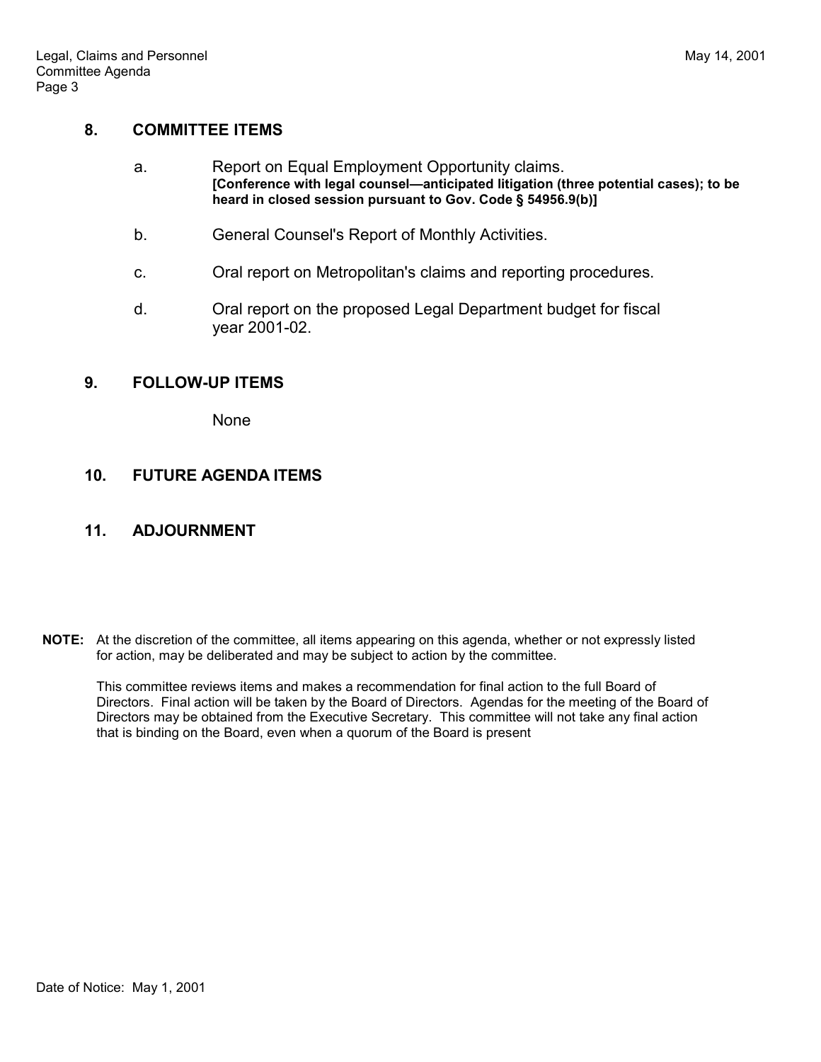## 8. COMMITTEE ITEMS

a. Report on Equal Employment Opportunity claims.
**[Conference with legal counsel—anticipated litigation (three potential cases); to be heard in closed session pursuant to Gov. Code § 54956.9(b)]**

b. General Counsel's Report of Monthly Activities.

c. Oral report on Metropolitan's claims and reporting procedures.

d. Oral report on the proposed Legal Department budget for fiscal year 2001-02.

## 9. FOLLOW-UP ITEMS

None

## 10. FUTURE AGENDA ITEMS

## 11. ADJOURNMENT

**NOTE:** At the discretion of the committee, all items appearing on this agenda, whether or not expressly listed for action, may be deliberated and may be subject to action by the committee.

This committee reviews items and makes a recommendation for final action to the full Board of Directors. Final action will be taken by the Board of Directors. Agendas for the meeting of the Board of Directors may be obtained from the Executive Secretary. This committee will not take any final action that is binding on the Board, even when a quorum of the Board is present

Date of Notice: May 1, 2001